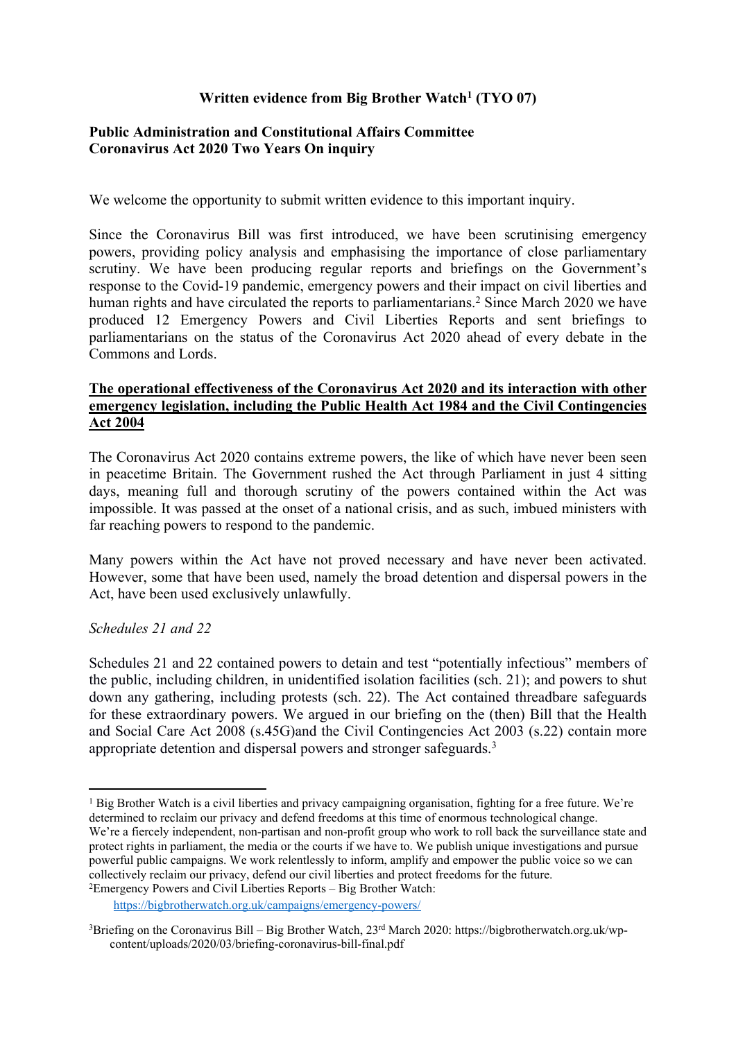**Written evidence from Big Brother Watch[1] (TYO 07)**

**Public Administration and Constitutional Affairs Committee**
**Coronavirus Act 2020 Two Years On inquiry**

We welcome the opportunity to submit written evidence to this important inquiry.

Since the Coronavirus Bill was first introduced, we have been scrutinising emergency powers, providing policy analysis and emphasising the importance of close parliamentary scrutiny. We have been producing regular reports and briefings on the Government's response to the Covid-19 pandemic, emergency powers and their impact on civil liberties and human rights and have circulated the reports to parliamentarians.[2] Since March 2020 we have produced 12 Emergency Powers and Civil Liberties Reports and sent briefings to parliamentarians on the status of the Coronavirus Act 2020 ahead of every debate in the Commons and Lords.

**The operational effectiveness of the Coronavirus Act 2020 and its interaction with other emergency legislation, including the Public Health Act 1984 and the Civil Contingencies Act 2004**

The Coronavirus Act 2020 contains extreme powers, the like of which have never been seen in peacetime Britain. The Government rushed the Act through Parliament in just 4 sitting days, meaning full and thorough scrutiny of the powers contained within the Act was impossible. It was passed at the onset of a national crisis, and as such, imbued ministers with far reaching powers to respond to the pandemic.

Many powers within the Act have not proved necessary and have never been activated. However, some that have been used, namely the broad detention and dispersal powers in the Act, have been used exclusively unlawfully.

*Schedules 21 and 22*

Schedules 21 and 22 contained powers to detain and test "potentially infectious" members of the public, including children, in unidentified isolation facilities (sch. 21); and powers to shut down any gathering, including protests (sch. 22). The Act contained threadbare safeguards for these extraordinary powers. We argued in our briefing on the (then) Bill that the Health and Social Care Act 2008 (s.45G)and the Civil Contingencies Act 2003 (s.22) contain more appropriate detention and dispersal powers and stronger safeguards.[3]

---

[1] Big Brother Watch is a civil liberties and privacy campaigning organisation, fighting for a free future. We're determined to reclaim our privacy and defend freedoms at this time of enormous technological change. We're a fiercely independent, non-partisan and non-profit group who work to roll back the surveillance state and protect rights in parliament, the media or the courts if we have to. We publish unique investigations and pursue powerful public campaigns. We work relentlessly to inform, amplify and empower the public voice so we can collectively reclaim our privacy, defend our civil liberties and protect freedoms for the future.

[2] Emergency Powers and Civil Liberties Reports – Big Brother Watch: https://bigbrotherwatch.org.uk/campaigns/emergency-powers/

[3] Briefing on the Coronavirus Bill – Big Brother Watch, 23rd March 2020: https://bigbrotherwatch.org.uk/wp-content/uploads/2020/03/briefing-coronavirus-bill-final.pdf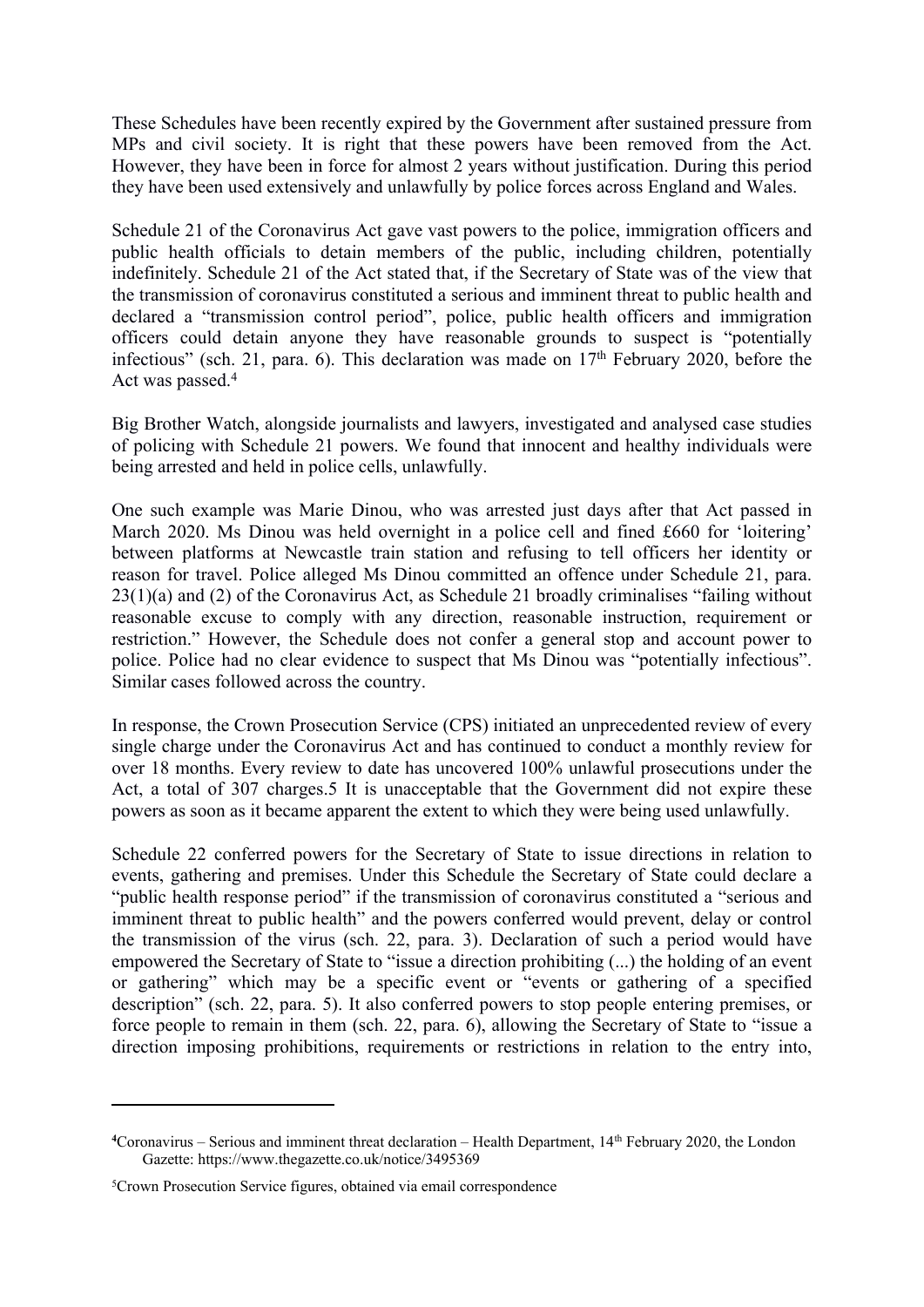These Schedules have been recently expired by the Government after sustained pressure from MPs and civil society. It is right that these powers have been removed from the Act. However, they have been in force for almost 2 years without justification. During this period they have been used extensively and unlawfully by police forces across England and Wales.

Schedule 21 of the Coronavirus Act gave vast powers to the police, immigration officers and public health officials to detain members of the public, including children, potentially indefinitely. Schedule 21 of the Act stated that, if the Secretary of State was of the view that the transmission of coronavirus constituted a serious and imminent threat to public health and declared a "transmission control period", police, public health officers and immigration officers could detain anyone they have reasonable grounds to suspect is "potentially infectious" (sch. 21, para. 6). This declaration was made on 17th February 2020, before the Act was passed.[4]

Big Brother Watch, alongside journalists and lawyers, investigated and analysed case studies of policing with Schedule 21 powers. We found that innocent and healthy individuals were being arrested and held in police cells, unlawfully.

One such example was Marie Dinou, who was arrested just days after that Act passed in March 2020. Ms Dinou was held overnight in a police cell and fined £660 for 'loitering' between platforms at Newcastle train station and refusing to tell officers her identity or reason for travel. Police alleged Ms Dinou committed an offence under Schedule 21, para. 23(1)(a) and (2) of the Coronavirus Act, as Schedule 21 broadly criminalises "failing without reasonable excuse to comply with any direction, reasonable instruction, requirement or restriction." However, the Schedule does not confer a general stop and account power to police. Police had no clear evidence to suspect that Ms Dinou was "potentially infectious". Similar cases followed across the country.

In response, the Crown Prosecution Service (CPS) initiated an unprecedented review of every single charge under the Coronavirus Act and has continued to conduct a monthly review for over 18 months. Every review to date has uncovered 100% unlawful prosecutions under the Act, a total of 307 charges.5 It is unacceptable that the Government did not expire these powers as soon as it became apparent the extent to which they were being used unlawfully.

Schedule 22 conferred powers for the Secretary of State to issue directions in relation to events, gathering and premises. Under this Schedule the Secretary of State could declare a "public health response period" if the transmission of coronavirus constituted a "serious and imminent threat to public health" and the powers conferred would prevent, delay or control the transmission of the virus (sch. 22, para. 3). Declaration of such a period would have empowered the Secretary of State to "issue a direction prohibiting (...) the holding of an event or gathering" which may be a specific event or "events or gathering of a specified description" (sch. 22, para. 5). It also conferred powers to stop people entering premises, or force people to remain in them (sch. 22, para. 6), allowing the Secretary of State to "issue a direction imposing prohibitions, requirements or restrictions in relation to the entry into,

---

[4] Coronavirus – Serious and imminent threat declaration – Health Department, 14th February 2020, the London Gazette: https://www.thegazette.co.uk/notice/3495369

[5] Crown Prosecution Service figures, obtained via email correspondence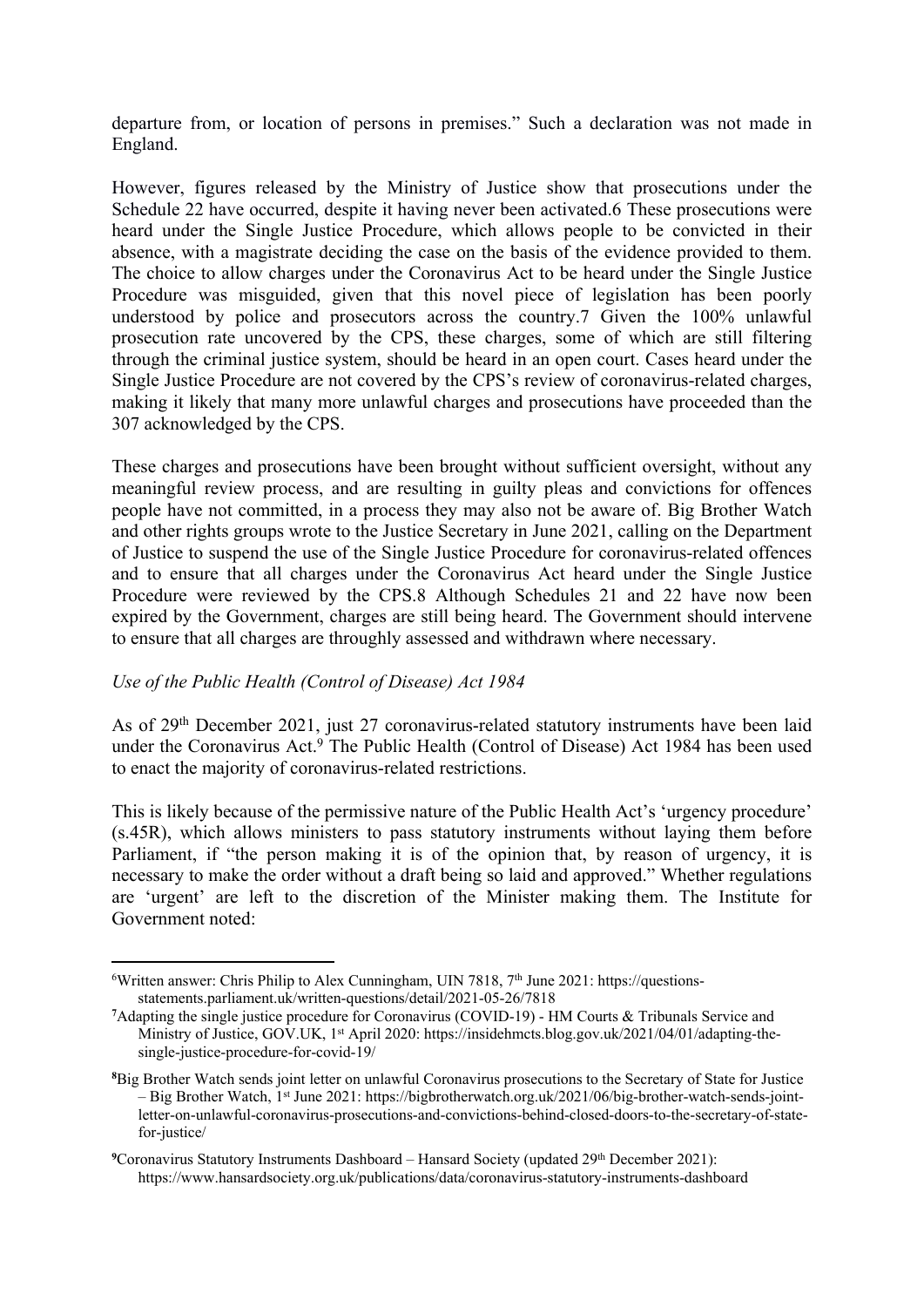departure from, or location of persons in premises." Such a declaration was not made in England.

However, figures released by the Ministry of Justice show that prosecutions under the Schedule 22 have occurred, despite it having never been activated.6 These prosecutions were heard under the Single Justice Procedure, which allows people to be convicted in their absence, with a magistrate deciding the case on the basis of the evidence provided to them. The choice to allow charges under the Coronavirus Act to be heard under the Single Justice Procedure was misguided, given that this novel piece of legislation has been poorly understood by police and prosecutors across the country.7 Given the 100% unlawful prosecution rate uncovered by the CPS, these charges, some of which are still filtering through the criminal justice system, should be heard in an open court. Cases heard under the Single Justice Procedure are not covered by the CPS's review of coronavirus-related charges, making it likely that many more unlawful charges and prosecutions have proceeded than the 307 acknowledged by the CPS.

These charges and prosecutions have been brought without sufficient oversight, without any meaningful review process, and are resulting in guilty pleas and convictions for offences people have not committed, in a process they may also not be aware of. Big Brother Watch and other rights groups wrote to the Justice Secretary in June 2021, calling on the Department of Justice to suspend the use of the Single Justice Procedure for coronavirus-related offences and to ensure that all charges under the Coronavirus Act heard under the Single Justice Procedure were reviewed by the CPS.8 Although Schedules 21 and 22 have now been expired by the Government, charges are still being heard. The Government should intervene to ensure that all charges are throughly assessed and withdrawn where necessary.

*Use of the Public Health (Control of Disease) Act 1984*

As of 29th December 2021, just 27 coronavirus-related statutory instruments have been laid under the Coronavirus Act.[9] The Public Health (Control of Disease) Act 1984 has been used to enact the majority of coronavirus-related restrictions.

This is likely because of the permissive nature of the Public Health Act's 'urgency procedure' (s.45R), which allows ministers to pass statutory instruments without laying them before Parliament, if "the person making it is of the opinion that, by reason of urgency, it is necessary to make the order without a draft being so laid and approved." Whether regulations are 'urgent' are left to the discretion of the Minister making them. The Institute for Government noted:

---

[6]Written answer: Chris Philip to Alex Cunningham, UIN 7818, 7th June 2021: https://questions-statements.parliament.uk/written-questions/detail/2021-05-26/7818

[7]Adapting the single justice procedure for Coronavirus (COVID-19) - HM Courts & Tribunals Service and Ministry of Justice, GOV.UK, 1st April 2020: https://insidehmcts.blog.gov.uk/2021/04/01/adapting-the-single-justice-procedure-for-covid-19/

[8]Big Brother Watch sends joint letter on unlawful Coronavirus prosecutions to the Secretary of State for Justice – Big Brother Watch, 1st June 2021: https://bigbrotherwatch.org.uk/2021/06/big-brother-watch-sends-joint-letter-on-unlawful-coronavirus-prosecutions-and-convictions-behind-closed-doors-to-the-secretary-of-state-for-justice/

[9]Coronavirus Statutory Instruments Dashboard – Hansard Society (updated 29th December 2021): https://www.hansardsociety.org.uk/publications/data/coronavirus-statutory-instruments-dashboard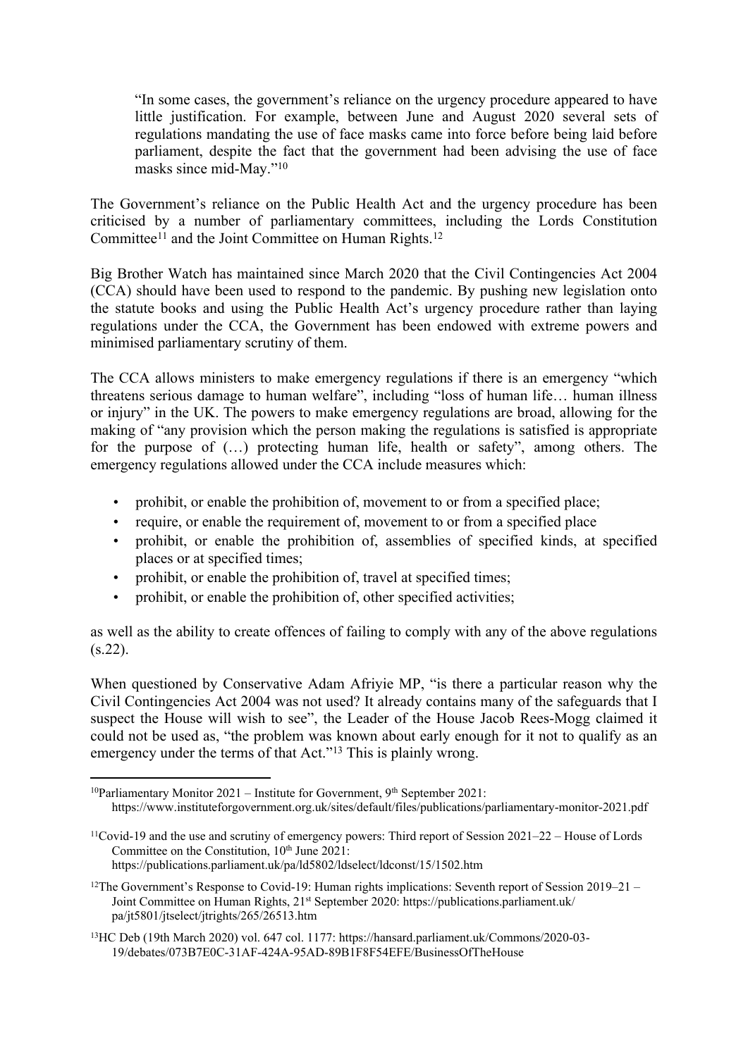> "In some cases, the government's reliance on the urgency procedure appeared to have little justification. For example, between June and August 2020 several sets of regulations mandating the use of face masks came into force before being laid before parliament, despite the fact that the government had been advising the use of face masks since mid-May."[10]

The Government's reliance on the Public Health Act and the urgency procedure has been criticised by a number of parliamentary committees, including the Lords Constitution Committee[11] and the Joint Committee on Human Rights.[12]

Big Brother Watch has maintained since March 2020 that the Civil Contingencies Act 2004 (CCA) should have been used to respond to the pandemic. By pushing new legislation onto the statute books and using the Public Health Act's urgency procedure rather than laying regulations under the CCA, the Government has been endowed with extreme powers and minimised parliamentary scrutiny of them.

The CCA allows ministers to make emergency regulations if there is an emergency "which threatens serious damage to human welfare", including "loss of human life… human illness or injury" in the UK. The powers to make emergency regulations are broad, allowing for the making of "any provision which the person making the regulations is satisfied is appropriate for the purpose of (…) protecting human life, health or safety", among others. The emergency regulations allowed under the CCA include measures which:

- prohibit, or enable the prohibition of, movement to or from a specified place;
- require, or enable the requirement of, movement to or from a specified place
- prohibit, or enable the prohibition of, assemblies of specified kinds, at specified places or at specified times;
- prohibit, or enable the prohibition of, travel at specified times;
- prohibit, or enable the prohibition of, other specified activities;

as well as the ability to create offences of failing to comply with any of the above regulations (s.22).

When questioned by Conservative Adam Afriyie MP, "is there a particular reason why the Civil Contingencies Act 2004 was not used? It already contains many of the safeguards that I suspect the House will wish to see", the Leader of the House Jacob Rees-Mogg claimed it could not be used as, "the problem was known about early enough for it not to qualify as an emergency under the terms of that Act."[13] This is plainly wrong.

---

[10] Parliamentary Monitor 2021 – Institute for Government, 9th September 2021: https://www.instituteforgovernment.org.uk/sites/default/files/publications/parliamentary-monitor-2021.pdf

[11] Covid-19 and the use and scrutiny of emergency powers: Third report of Session 2021–22 – House of Lords Committee on the Constitution, 10th June 2021: https://publications.parliament.uk/pa/ld5802/ldselect/ldconst/15/1502.htm

[12] The Government's Response to Covid-19: Human rights implications: Seventh report of Session 2019–21 – Joint Committee on Human Rights, 21st September 2020: https://publications.parliament.uk/pa/jt5801/jtselect/jtrights/265/26513.htm

[13] HC Deb (19th March 2020) vol. 647 col. 1177: https://hansard.parliament.uk/Commons/2020-03-19/debates/073B7E0C-31AF-424A-95AD-89B1F8F54EFE/BusinessOfTheHouse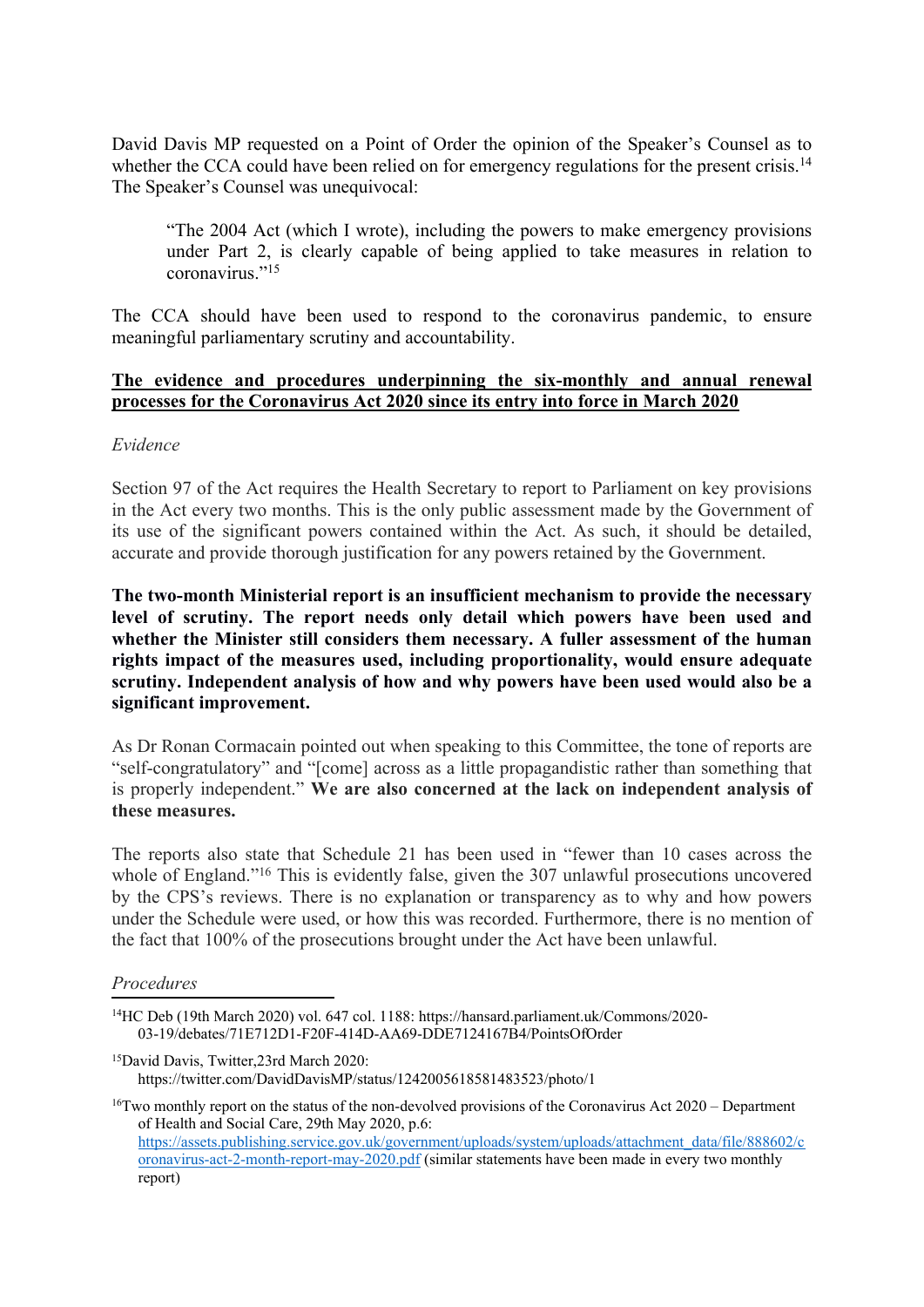David Davis MP requested on a Point of Order the opinion of the Speaker's Counsel as to whether the CCA could have been relied on for emergency regulations for the present crisis.[14] The Speaker's Counsel was unequivocal:

> "The 2004 Act (which I wrote), including the powers to make emergency provisions under Part 2, is clearly capable of being applied to take measures in relation to coronavirus."[15]

The CCA should have been used to respond to the coronavirus pandemic, to ensure meaningful parliamentary scrutiny and accountability.

**The evidence and procedures underpinning the six-monthly and annual renewal processes for the Coronavirus Act 2020 since its entry into force in March 2020**

*Evidence*

Section 97 of the Act requires the Health Secretary to report to Parliament on key provisions in the Act every two months. This is the only public assessment made by the Government of its use of the significant powers contained within the Act. As such, it should be detailed, accurate and provide thorough justification for any powers retained by the Government.

**The two-month Ministerial report is an insufficient mechanism to provide the necessary level of scrutiny. The report needs only detail which powers have been used and whether the Minister still considers them necessary. A fuller assessment of the human rights impact of the measures used, including proportionality, would ensure adequate scrutiny. Independent analysis of how and why powers have been used would also be a significant improvement.**

As Dr Ronan Cormacain pointed out when speaking to this Committee, the tone of reports are "self-congratulatory" and "[come] across as a little propagandistic rather than something that is properly independent." **We are also concerned at the lack on independent analysis of these measures.**

The reports also state that Schedule 21 has been used in "fewer than 10 cases across the whole of England."[16] This is evidently false, given the 307 unlawful prosecutions uncovered by the CPS's reviews. There is no explanation or transparency as to why and how powers under the Schedule were used, or how this was recorded. Furthermore, there is no mention of the fact that 100% of the prosecutions brought under the Act have been unlawful.

*Procedures*

---

[14] HC Deb (19th March 2020) vol. 647 col. 1188: https://hansard.parliament.uk/Commons/2020-03-19/debates/71E712D1-F20F-414D-AA69-DDE7124167B4/PointsOfOrder

[15] David Davis, Twitter, 23rd March 2020: https://twitter.com/DavidDavisMP/status/1242005618581483523/photo/1

[16] Two monthly report on the status of the non-devolved provisions of the Coronavirus Act 2020 – Department of Health and Social Care, 29th May 2020, p.6: https://assets.publishing.service.gov.uk/government/uploads/system/uploads/attachment_data/file/888602/coronavirus-act-2-month-report-may-2020.pdf (similar statements have been made in every two monthly report)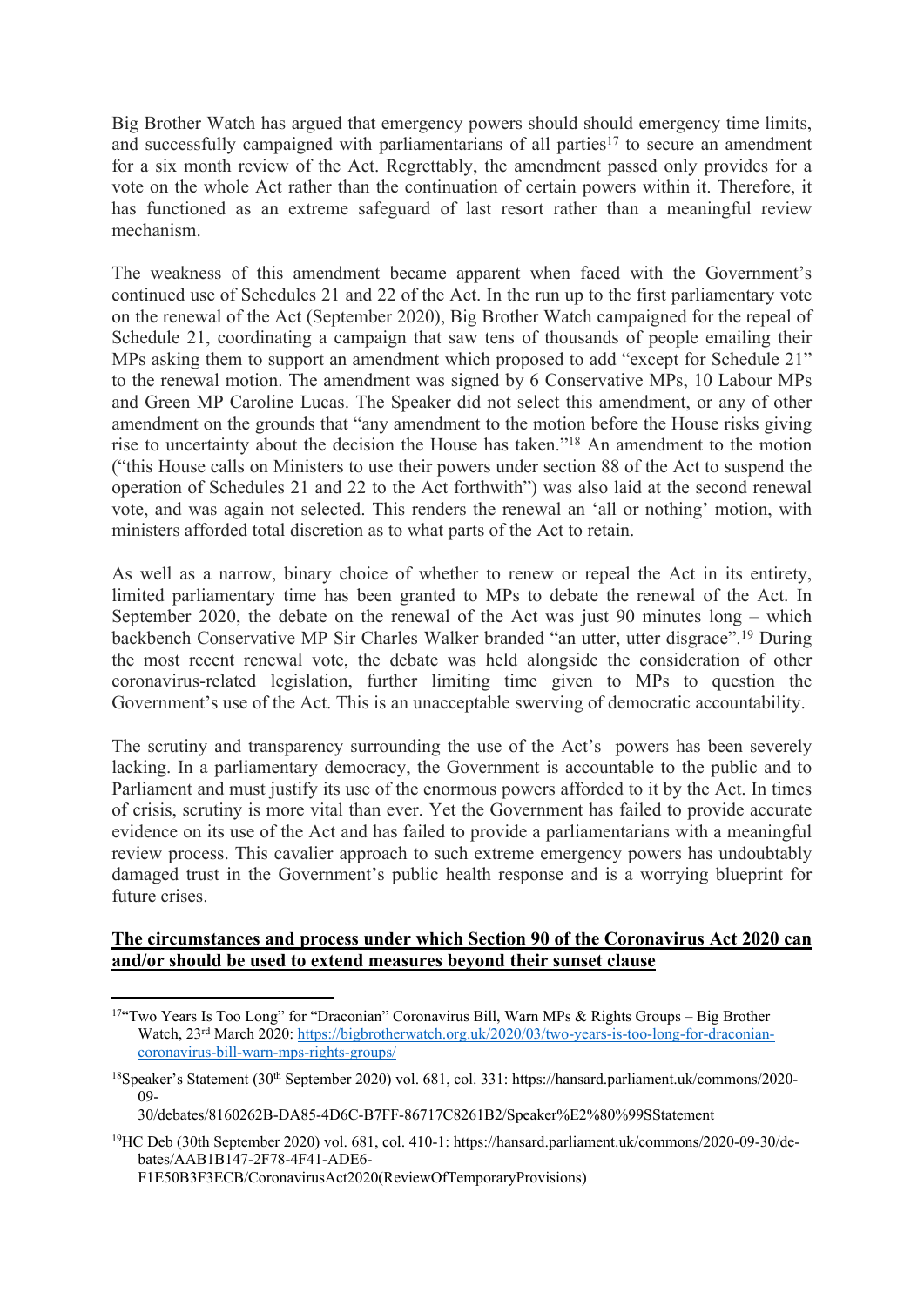Big Brother Watch has argued that emergency powers should should emergency time limits, and successfully campaigned with parliamentarians of all parties[17] to secure an amendment for a six month review of the Act. Regrettably, the amendment passed only provides for a vote on the whole Act rather than the continuation of certain powers within it. Therefore, it has functioned as an extreme safeguard of last resort rather than a meaningful review mechanism.

The weakness of this amendment became apparent when faced with the Government's continued use of Schedules 21 and 22 of the Act. In the run up to the first parliamentary vote on the renewal of the Act (September 2020), Big Brother Watch campaigned for the repeal of Schedule 21, coordinating a campaign that saw tens of thousands of people emailing their MPs asking them to support an amendment which proposed to add "except for Schedule 21" to the renewal motion. The amendment was signed by 6 Conservative MPs, 10 Labour MPs and Green MP Caroline Lucas. The Speaker did not select this amendment, or any of other amendment on the grounds that "any amendment to the motion before the House risks giving rise to uncertainty about the decision the House has taken."[18] An amendment to the motion ("this House calls on Ministers to use their powers under section 88 of the Act to suspend the operation of Schedules 21 and 22 to the Act forthwith") was also laid at the second renewal vote, and was again not selected. This renders the renewal an 'all or nothing' motion, with ministers afforded total discretion as to what parts of the Act to retain.

As well as a narrow, binary choice of whether to renew or repeal the Act in its entirety, limited parliamentary time has been granted to MPs to debate the renewal of the Act. In September 2020, the debate on the renewal of the Act was just 90 minutes long – which backbench Conservative MP Sir Charles Walker branded "an utter, utter disgrace".[19] During the most recent renewal vote, the debate was held alongside the consideration of other coronavirus-related legislation, further limiting time given to MPs to question the Government's use of the Act. This is an unacceptable swerving of democratic accountability.

The scrutiny and transparency surrounding the use of the Act's powers has been severely lacking. In a parliamentary democracy, the Government is accountable to the public and to Parliament and must justify its use of the enormous powers afforded to it by the Act. In times of crisis, scrutiny is more vital than ever. Yet the Government has failed to provide accurate evidence on its use of the Act and has failed to provide a parliamentarians with a meaningful review process. This cavalier approach to such extreme emergency powers has undoubtably damaged trust in the Government's public health response and is a worrying blueprint for future crises.

**The circumstances and process under which Section 90 of the Coronavirus Act 2020 can and/or should be used to extend measures beyond their sunset clause**

---

[17] "Two Years Is Too Long" for "Draconian" Coronavirus Bill, Warn MPs & Rights Groups – Big Brother Watch, 23rd March 2020: https://bigbrotherwatch.org.uk/2020/03/two-years-is-too-long-for-draconian-coronavirus-bill-warn-mps-rights-groups/

[18] Speaker's Statement (30th September 2020) vol. 681, col. 331: https://hansard.parliament.uk/commons/2020-09-30/debates/8160262B-DA85-4D6C-B7FF-86717C8261B2/Speaker%E2%80%99SStatement

[19] HC Deb (30th September 2020) vol. 681, col. 410-1: https://hansard.parliament.uk/commons/2020-09-30/debates/AAB1B147-2F78-4F41-ADE6-F1E50B3F3ECB/CoronavirusAct2020(ReviewOfTemporaryProvisions)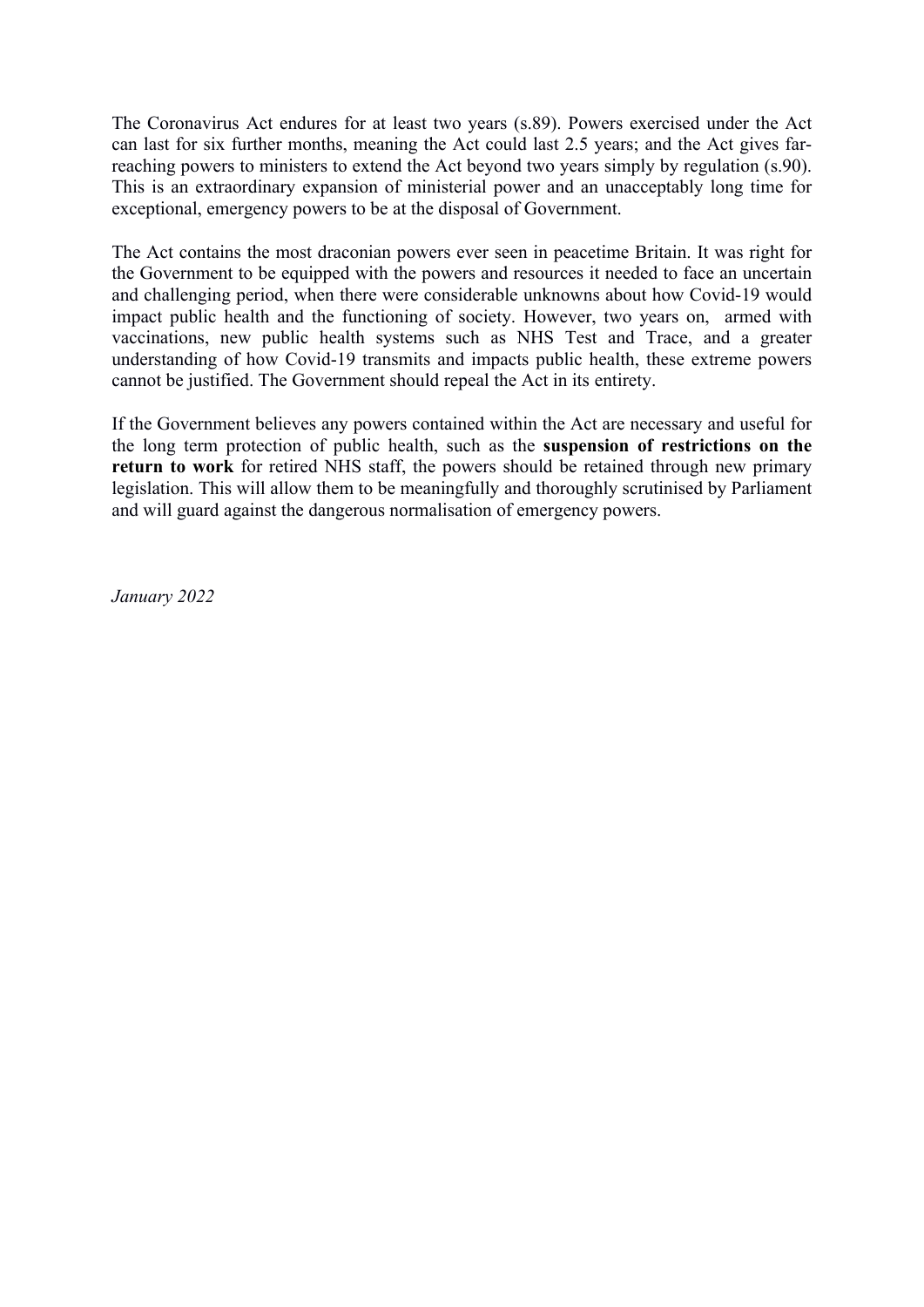The Coronavirus Act endures for at least two years (s.89). Powers exercised under the Act can last for six further months, meaning the Act could last 2.5 years; and the Act gives far-reaching powers to ministers to extend the Act beyond two years simply by regulation (s.90). This is an extraordinary expansion of ministerial power and an unacceptably long time for exceptional, emergency powers to be at the disposal of Government.

The Act contains the most draconian powers ever seen in peacetime Britain. It was right for the Government to be equipped with the powers and resources it needed to face an uncertain and challenging period, when there were considerable unknowns about how Covid-19 would impact public health and the functioning of society. However, two years on, armed with vaccinations, new public health systems such as NHS Test and Trace, and a greater understanding of how Covid-19 transmits and impacts public health, these extreme powers cannot be justified. The Government should repeal the Act in its entirety.

If the Government believes any powers contained within the Act are necessary and useful for the long term protection of public health, such as the **suspension of restrictions on the return to work** for retired NHS staff, the powers should be retained through new primary legislation. This will allow them to be meaningfully and thoroughly scrutinised by Parliament and will guard against the dangerous normalisation of emergency powers.

*January 2022*